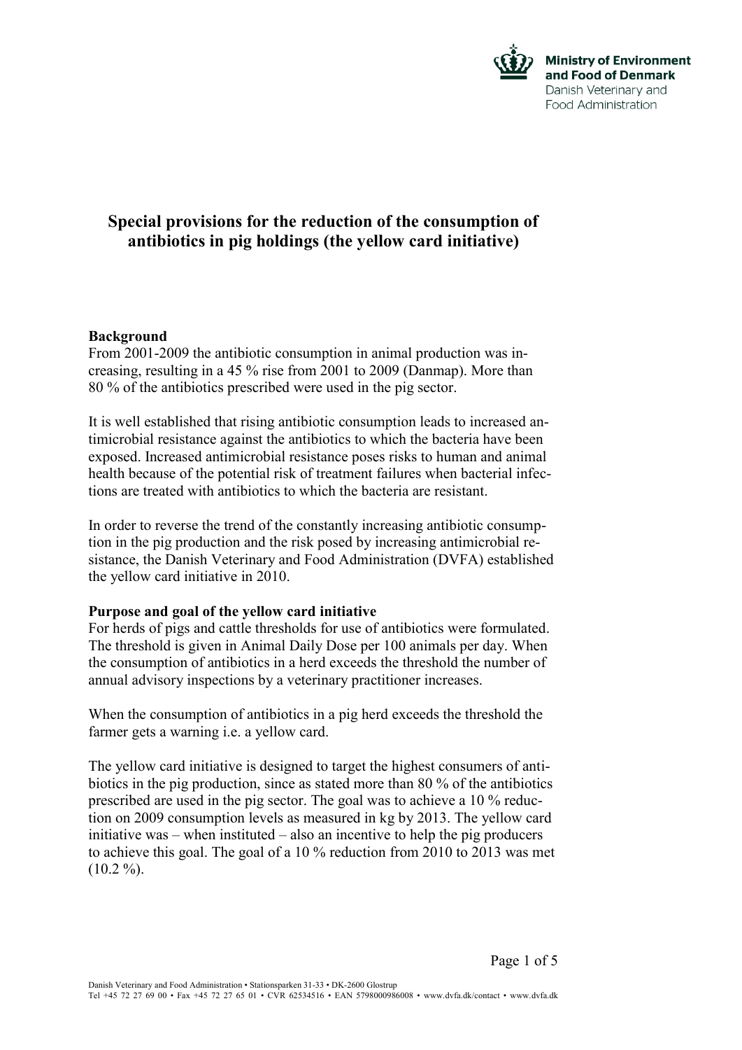Ministry of Environment and Food of Denmark
Danish Veterinary and Food Administration

# Special provisions for the reduction of the consumption of antibiotics in pig holdings (the yellow card initiative)

**Background**

From 2001-2009 the antibiotic consumption in animal production was increasing, resulting in a 45 % rise from 2001 to 2009 (Danmap). More than 80 % of the antibiotics prescribed were used in the pig sector.

It is well established that rising antibiotic consumption leads to increased antimicrobial resistance against the antibiotics to which the bacteria have been exposed. Increased antimicrobial resistance poses risks to human and animal health because of the potential risk of treatment failures when bacterial infections are treated with antibiotics to which the bacteria are resistant.

In order to reverse the trend of the constantly increasing antibiotic consumption in the pig production and the risk posed by increasing antimicrobial resistance, the Danish Veterinary and Food Administration (DVFA) established the yellow card initiative in 2010.

**Purpose and goal of the yellow card initiative**

For herds of pigs and cattle thresholds for use of antibiotics were formulated. The threshold is given in Animal Daily Dose per 100 animals per day. When the consumption of antibiotics in a herd exceeds the threshold the number of annual advisory inspections by a veterinary practitioner increases.

When the consumption of antibiotics in a pig herd exceeds the threshold the farmer gets a warning i.e. a yellow card.

The yellow card initiative is designed to target the highest consumers of antibiotics in the pig production, since as stated more than 80 % of the antibiotics prescribed are used in the pig sector. The goal was to achieve a 10 % reduction on 2009 consumption levels as measured in kg by 2013. The yellow card initiative was – when instituted – also an incentive to help the pig producers to achieve this goal. The goal of a 10 % reduction from 2010 to 2013 was met (10.2 %).

Danish Veterinary and Food Administration • Stationsparken 31-33 • DK-2600 Glostrup
Tel +45 72 27 69 00 • Fax +45 72 27 65 01 • CVR 62534516 • EAN 5798000986008 • www.dvfa.dk/contact • www.dvfa.dk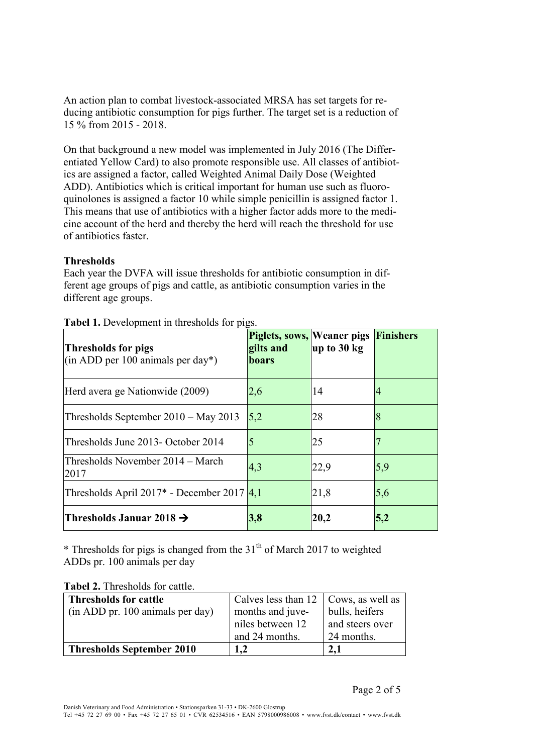An action plan to combat livestock-associated MRSA has set targets for reducing antibiotic consumption for pigs further. The target set is a reduction of 15 % from 2015 - 2018.

On that background a new model was implemented in July 2016 (The Differentiated Yellow Card) to also promote responsible use. All classes of antibiotics are assigned a factor, called Weighted Animal Daily Dose (Weighted ADD). Antibiotics which is critical important for human use such as fluoroquinolones is assigned a factor 10 while simple penicillin is assigned factor 1. This means that use of antibiotics with a higher factor adds more to the medicine account of the herd and thereby the herd will reach the threshold for use of antibiotics faster.

**Thresholds**

Each year the DVFA will issue thresholds for antibiotic consumption in different age groups of pigs and cattle, as antibiotic consumption varies in the different age groups.

**Tabel 1.** Development in thresholds for pigs.

| **Thresholds for pigs** (in ADD per 100 animals per day*) | **Piglets, sows, gilts and boars** | **Weaner pigs up to 30 kg** | **Finishers** |
|---|---|---|---|
| Herd avera ge Nationwide (2009) | 2,6 | 14 | 4 |
| Thresholds September 2010 – May 2013 | 5,2 | 28 | 8 |
| Thresholds June 2013- October 2014 | 5 | 25 | 7 |
| Thresholds November 2014 – March 2017 | 4,3 | 22,9 | 5,9 |
| Thresholds April 2017* - December 2017 | 4,1 | 21,8 | 5,6 |
| **Thresholds Januar 2018 →** | **3,8** | **20,2** | **5,2** |

* Thresholds for pigs is changed from the 31[th] of March 2017 to weighted ADDs pr. 100 animals per day

**Tabel 2.** Thresholds for cattle.

| **Thresholds for cattle** (in ADD pr. 100 animals per day) | Calves less than 12 months and juveniles between 12 and 24 months. | Cows, as well as bulls, heifers and steers over 24 months. |
|---|---|---|
| **Thresholds September 2010** | **1,2** | **2,1** |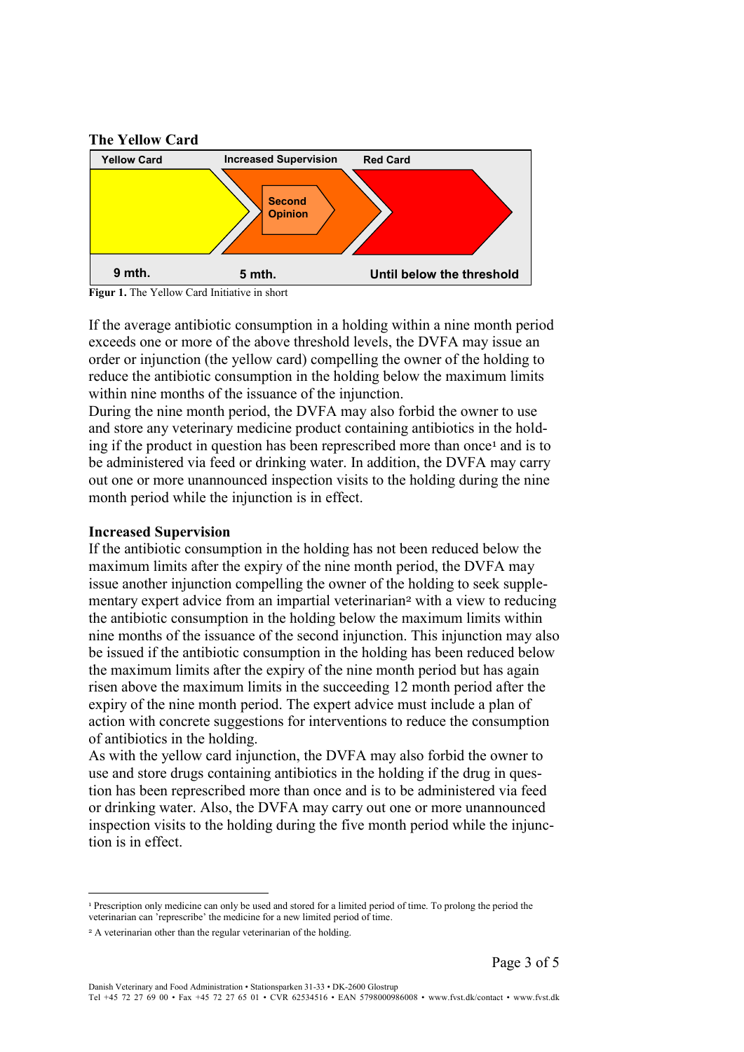### The Yellow Card

| Yellow Card | Increased Supervision | Red Card |
| --- | --- | --- |
| | Second Opinion | |
| 9 mth. | 5 mth. | Until below the threshold |

**Figur 1.** The Yellow Card Initiative in short

If the average antibiotic consumption in a holding within a nine month period exceeds one or more of the above threshold levels, the DVFA may issue an order or injunction (the yellow card) compelling the owner of the holding to reduce the antibiotic consumption in the holding below the maximum limits within nine months of the issuance of the injunction.
During the nine month period, the DVFA may also forbid the owner to use and store any veterinary medicine product containing antibiotics in the holding if the product in question has been represcribed more than once[1] and is to be administered via feed or drinking water. In addition, the DVFA may carry out one or more unannounced inspection visits to the holding during the nine month period while the injunction is in effect.

### Increased Supervision

If the antibiotic consumption in the holding has not been reduced below the maximum limits after the expiry of the nine month period, the DVFA may issue another injunction compelling the owner of the holding to seek supplementary expert advice from an impartial veterinarian[2] with a view to reducing the antibiotic consumption in the holding below the maximum limits within nine months of the issuance of the second injunction. This injunction may also be issued if the antibiotic consumption in the holding has been reduced below the maximum limits after the expiry of the nine month period but has again risen above the maximum limits in the succeeding 12 month period after the expiry of the nine month period. The expert advice must include a plan of action with concrete suggestions for interventions to reduce the consumption of antibiotics in the holding.
As with the yellow card injunction, the DVFA may also forbid the owner to use and store drugs containing antibiotics in the holding if the drug in question has been represcribed more than once and is to be administered via feed or drinking water. Also, the DVFA may carry out one or more unannounced inspection visits to the holding during the five month period while the injunction is in effect.

---

[1] Prescription only medicine can only be used and stored for a limited period of time. To prolong the period the veterinarian can 'represcribe' the medicine for a new limited period of time.

[2] A veterinarian other than the regular veterinarian of the holding.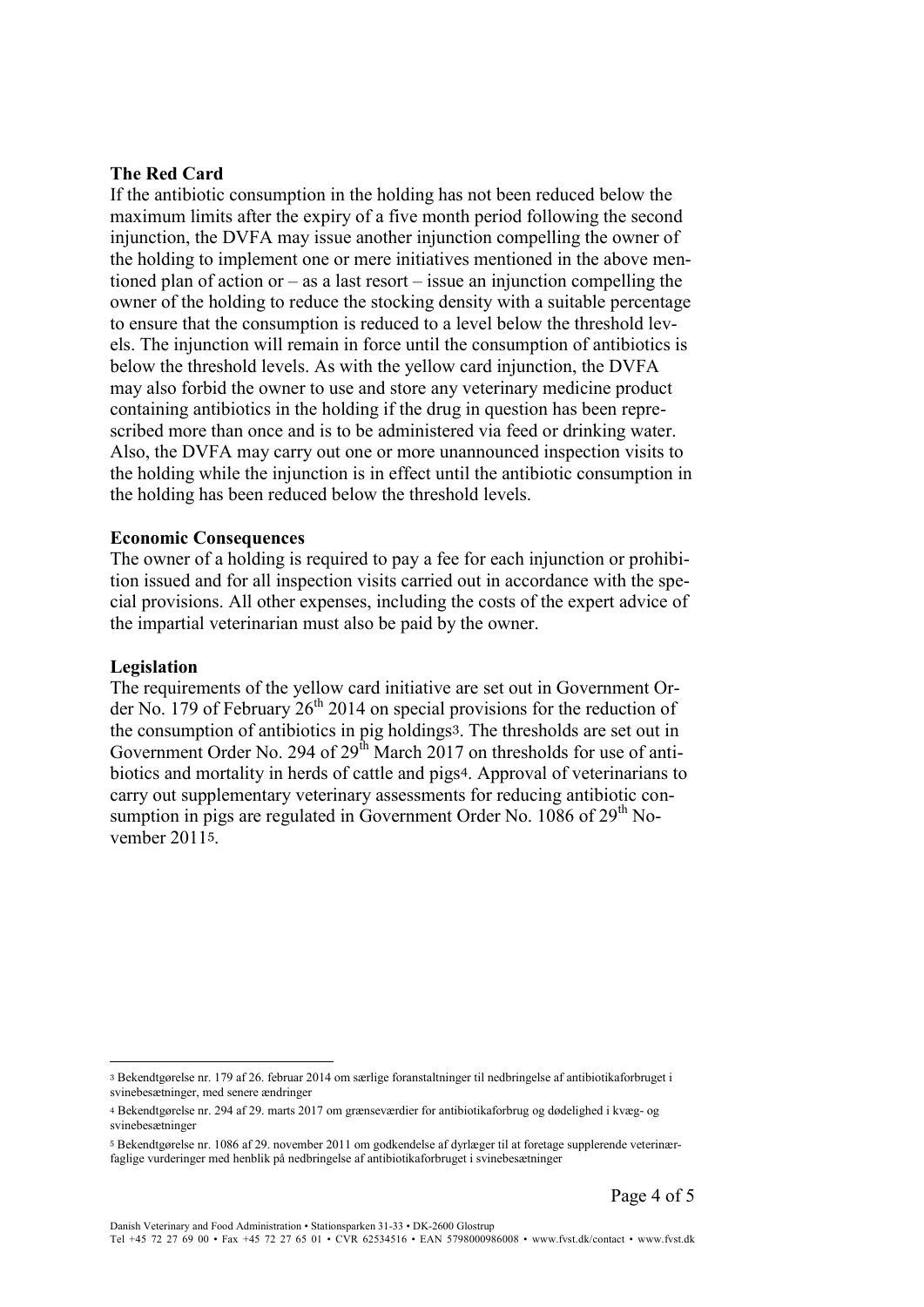**The Red Card**

If the antibiotic consumption in the holding has not been reduced below the maximum limits after the expiry of a five month period following the second injunction, the DVFA may issue another injunction compelling the owner of the holding to implement one or mere initiatives mentioned in the above mentioned plan of action or – as a last resort – issue an injunction compelling the owner of the holding to reduce the stocking density with a suitable percentage to ensure that the consumption is reduced to a level below the threshold levels. The injunction will remain in force until the consumption of antibiotics is below the threshold levels. As with the yellow card injunction, the DVFA may also forbid the owner to use and store any veterinary medicine product containing antibiotics in the holding if the drug in question has been represcribed more than once and is to be administered via feed or drinking water. Also, the DVFA may carry out one or more unannounced inspection visits to the holding while the injunction is in effect until the antibiotic consumption in the holding has been reduced below the threshold levels.

**Economic Consequences**

The owner of a holding is required to pay a fee for each injunction or prohibition issued and for all inspection visits carried out in accordance with the special provisions. All other expenses, including the costs of the expert advice of the impartial veterinarian must also be paid by the owner.

**Legislation**

The requirements of the yellow card initiative are set out in Government Order No. 179 of February 26th 2014 on special provisions for the reduction of the consumption of antibiotics in pig holdings[3]. The thresholds are set out in Government Order No. 294 of 29th March 2017 on thresholds for use of antibiotics and mortality in herds of cattle and pigs[4]. Approval of veterinarians to carry out supplementary veterinary assessments for reducing antibiotic consumption in pigs are regulated in Government Order No. 1086 of 29th November 2011[5].

---

[3] Bekendtgørelse nr. 179 af 26. februar 2014 om særlige foranstaltninger til nedbringelse af antibiotikaforbruget i svinebesætninger, med senere ændringer

[4] Bekendtgørelse nr. 294 af 29. marts 2017 om grænseværdier for antibiotikaforbrug og dødelighed i kvæg- og svinebesætninger

[5] Bekendtgørelse nr. 1086 af 29. november 2011 om godkendelse af dyrlæger til at foretage supplerende veterinærfaglige vurderinger med henblik på nedbringelse af antibiotikaforbruget i svinebesætninger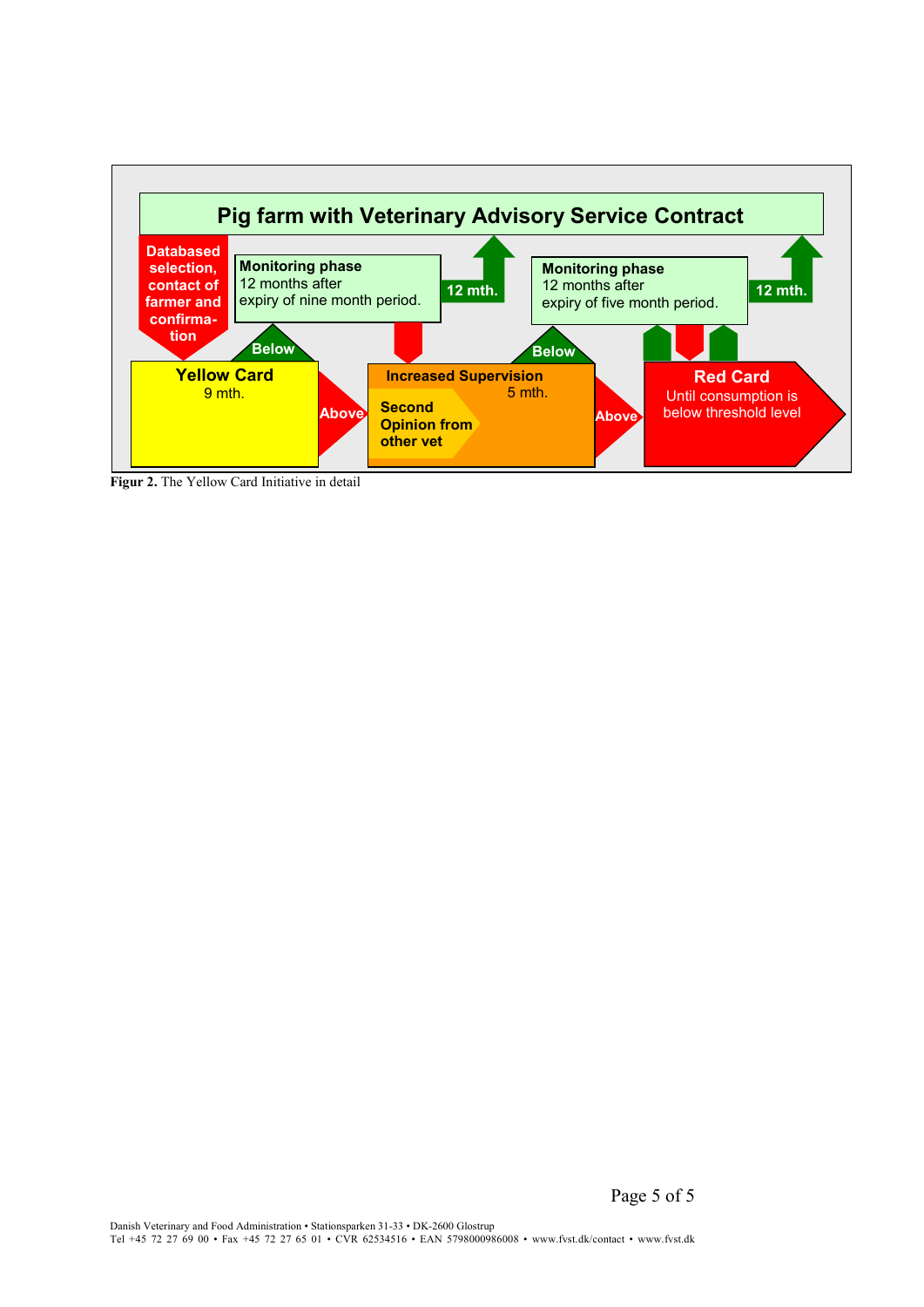Pig farm with Veterinary Advisory Service Contract

Databased selection, contact of farmer and confirma-tion

Monitoring phase
12 months after
expiry of nine month period.

12 mth.

Monitoring phase
12 months after
expiry of five month period.

12 mth.

Below

Below

Yellow Card
9 mth.

Above

Increased Supervision
5 mth.

Second Opinion from other vet

Above

Red Card
Until consumption is below threshold level

**Figur 2.** The Yellow Card Initiative in detail

Danish Veterinary and Food Administration • Stationsparken 31-33 • DK-2600 Glostrup
Tel +45 72 27 69 00 • Fax +45 72 27 65 01 • CVR 62534516 • EAN 5798000986008 • www.fvst.dk/contact • www.fvst.dk